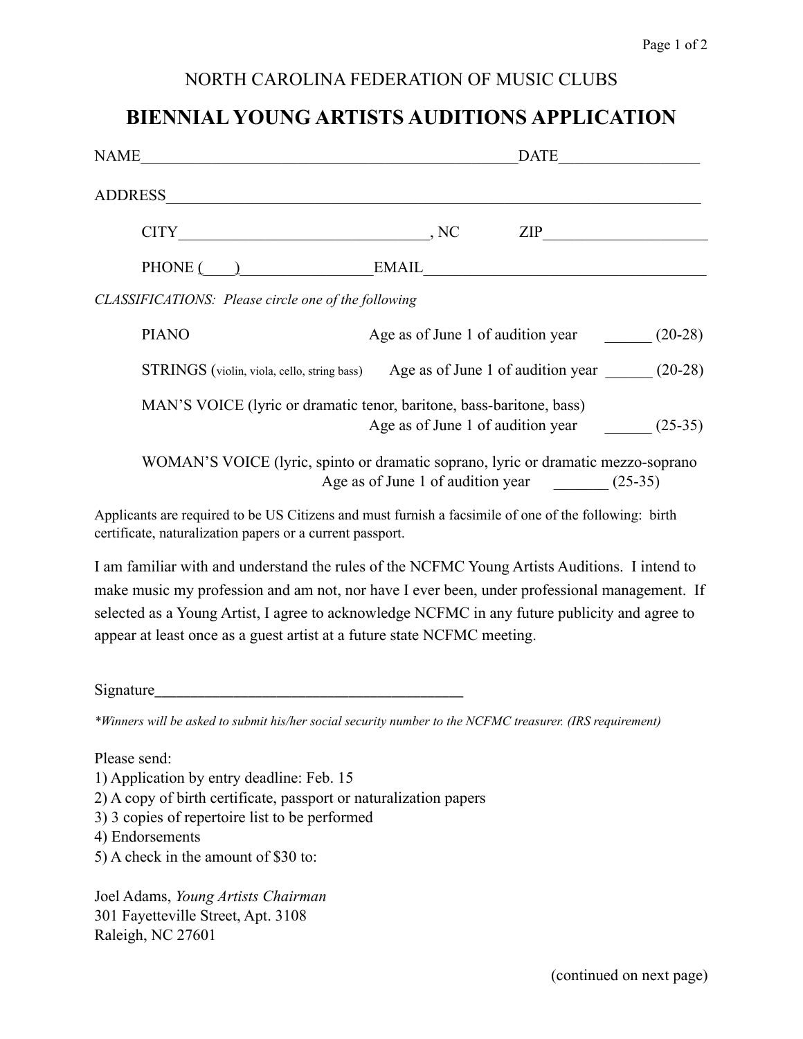NORTH CAROLINA FEDERATION OF MUSIC CLUBS

# BIENNIAL YOUNG ARTISTS AUDITIONS APPLICATION

NAME_______________________________________________DATE_________________

ADDRESS_____________________________________________________________________

CITY________________________________, NC ZIP____________________

PHONE (____)_________________EMAIL____________________________________

*CLASSIFICATIONS: Please circle one of the following*

PIANO Age as of June 1 of audition year ______ (20-28)

STRINGS (violin, viola, cello, string bass) Age as of June 1 of audition year ______ (20-28)

MAN'S VOICE (lyric or dramatic tenor, baritone, bass-baritone, bass)
Age as of June 1 of audition year ______ (25-35)

WOMAN'S VOICE (lyric, spinto or dramatic soprano, lyric or dramatic mezzo-soprano
Age as of June 1 of audition year _______ (25-35)

Applicants are required to be US Citizens and must furnish a facsimile of one of the following: birth certificate, naturalization papers or a current passport.

I am familiar with and understand the rules of the NCFMC Young Artists Auditions. I intend to make music my profession and am not, nor have I ever been, under professional management. If selected as a Young Artist, I agree to acknowledge NCFMC in any future publicity and agree to appear at least once as a guest artist at a future state NCFMC meeting.

Signature________________________________________

*\*Winners will be asked to submit his/her social security number to the NCFMC treasurer. (IRS requirement)*

Please send:
1) Application by entry deadline: Feb. 15
2) A copy of birth certificate, passport or naturalization papers
3) 3 copies of repertoire list to be performed
4) Endorsements
5) A check in the amount of $30 to:

Joel Adams, *Young Artists Chairman*
301 Fayetteville Street, Apt. 3108
Raleigh, NC 27601

(continued on next page)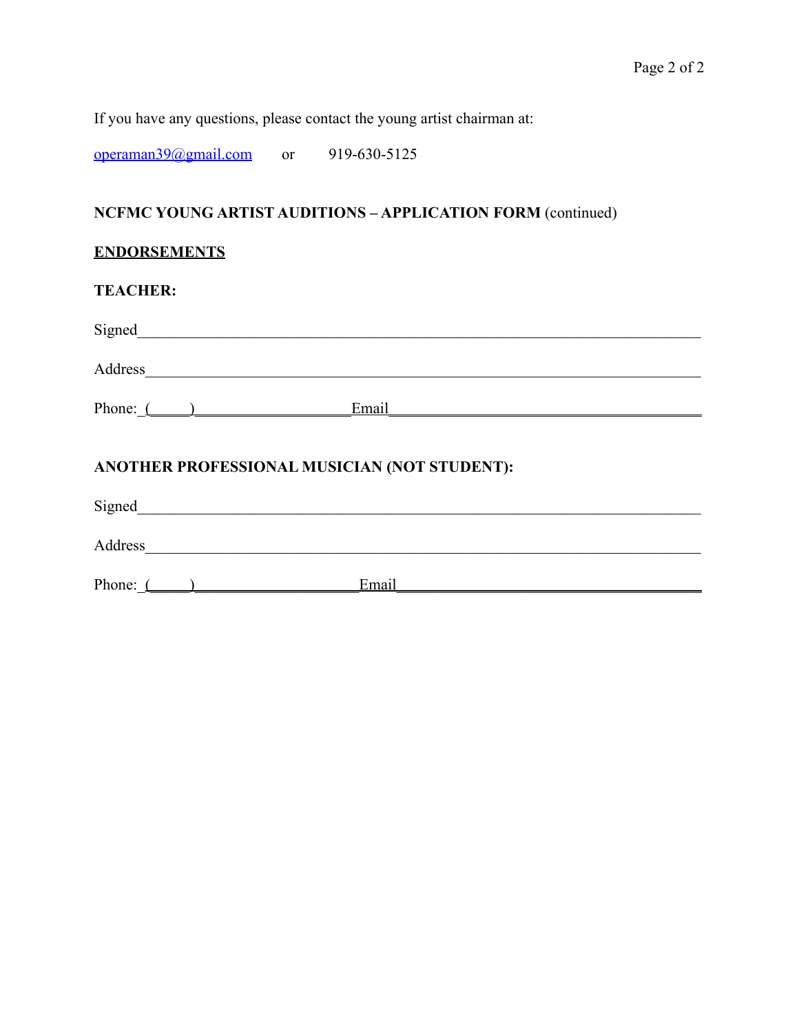If you have any questions, please contact the young artist chairman at:

operaman39@gmail.com or 919-630-5125

**NCFMC YOUNG ARTIST AUDITIONS – APPLICATION FORM** (continued)

**ENDORSEMENTS**

**TEACHER:**

Signed_______________________________________________________________________

Address______________________________________________________________________

Phone: (_____)____________________ Email_________________________________________

**ANOTHER PROFESSIONAL MUSICIAN (NOT STUDENT):**

Signed_______________________________________________________________________

Address______________________________________________________________________

Phone: (_____)______________________ Email_______________________________________